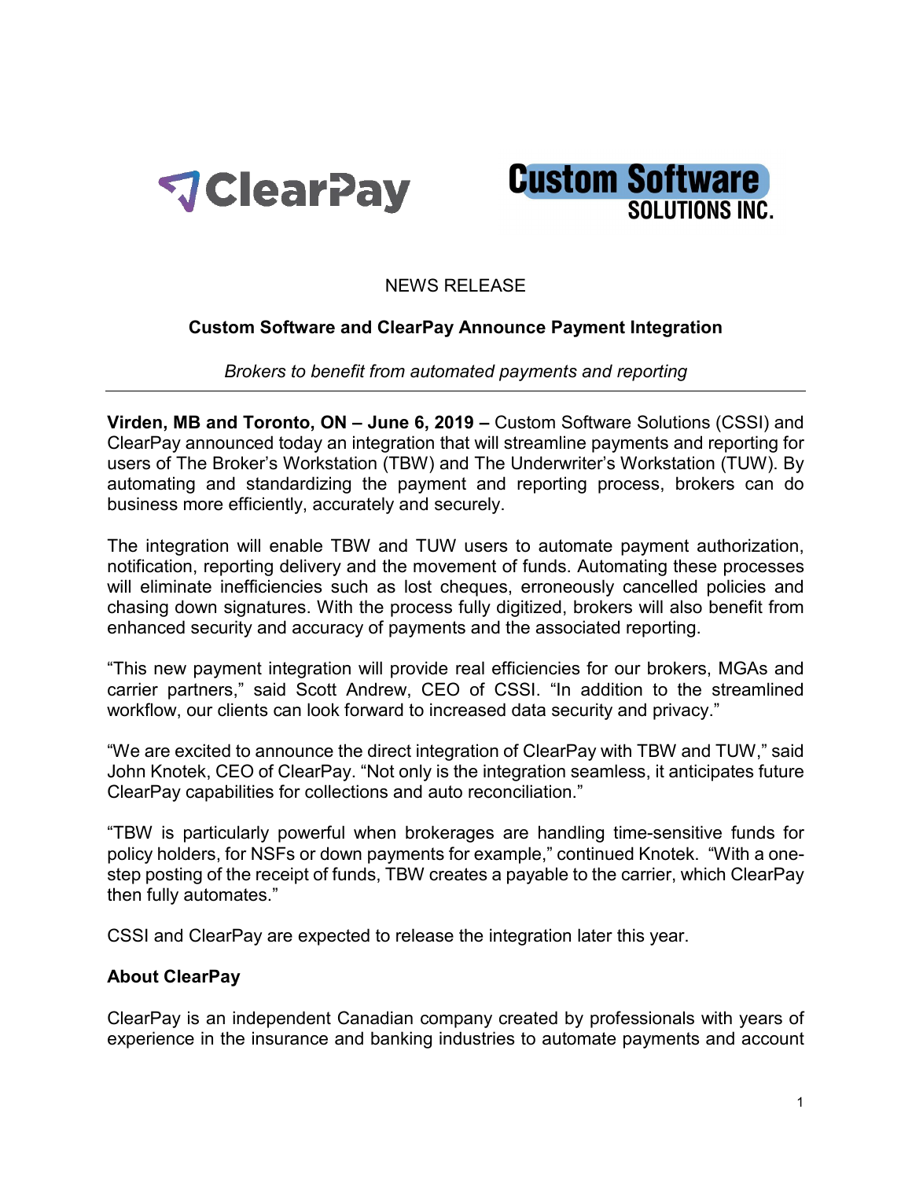NEWS RELEASE

## Custom Software and ClearPay Announce Payment Integration

*Brokers to benefit from automated payments and reporting*

---

**Virden, MB and Toronto, ON – June 6, 2019 –** Custom Software Solutions (CSSI) and ClearPay announced today an integration that will streamline payments and reporting for users of The Broker's Workstation (TBW) and The Underwriter's Workstation (TUW). By automating and standardizing the payment and reporting process, brokers can do business more efficiently, accurately and securely.

The integration will enable TBW and TUW users to automate payment authorization, notification, reporting delivery and the movement of funds. Automating these processes will eliminate inefficiencies such as lost cheques, erroneously cancelled policies and chasing down signatures. With the process fully digitized, brokers will also benefit from enhanced security and accuracy of payments and the associated reporting.

"This new payment integration will provide real efficiencies for our brokers, MGAs and carrier partners," said Scott Andrew, CEO of CSSI. "In addition to the streamlined workflow, our clients can look forward to increased data security and privacy."

"We are excited to announce the direct integration of ClearPay with TBW and TUW," said John Knotek, CEO of ClearPay. "Not only is the integration seamless, it anticipates future ClearPay capabilities for collections and auto reconciliation."

"TBW is particularly powerful when brokerages are handling time-sensitive funds for policy holders, for NSFs or down payments for example," continued Knotek. "With a one-step posting of the receipt of funds, TBW creates a payable to the carrier, which ClearPay then fully automates."

CSSI and ClearPay are expected to release the integration later this year.

### About ClearPay

ClearPay is an independent Canadian company created by professionals with years of experience in the insurance and banking industries to automate payments and account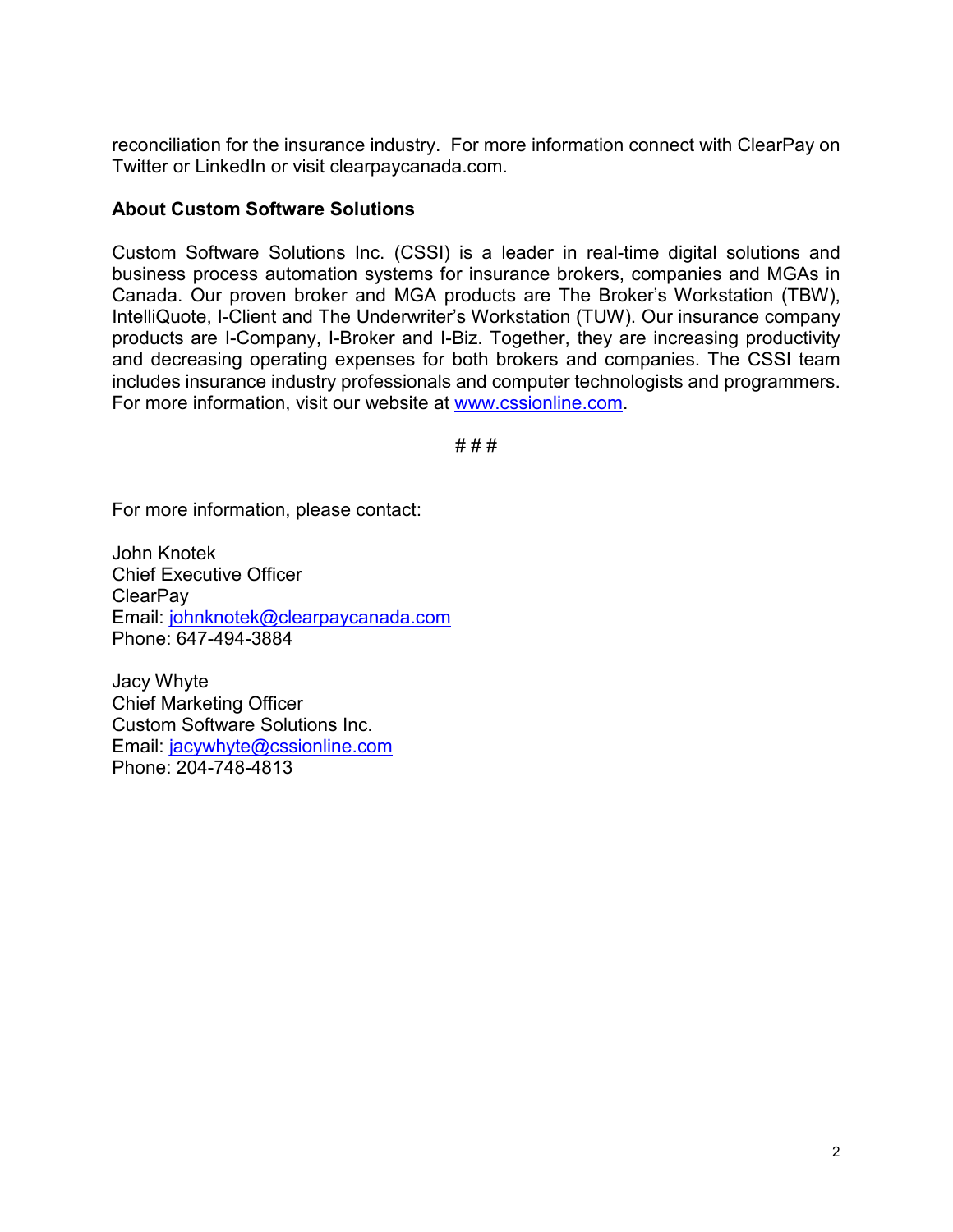reconciliation for the insurance industry. For more information connect with ClearPay on Twitter or LinkedIn or visit clearpaycanada.com.

**About Custom Software Solutions**

Custom Software Solutions Inc. (CSSI) is a leader in real-time digital solutions and business process automation systems for insurance brokers, companies and MGAs in Canada. Our proven broker and MGA products are The Broker's Workstation (TBW), IntelliQuote, I-Client and The Underwriter's Workstation (TUW). Our insurance company products are I-Company, I-Broker and I-Biz. Together, they are increasing productivity and decreasing operating expenses for both brokers and companies. The CSSI team includes insurance industry professionals and computer technologists and programmers. For more information, visit our website at www.cssionline.com.

# # #

For more information, please contact:

John Knotek
Chief Executive Officer
ClearPay
Email: johnknotek@clearpaycanada.com
Phone: 647-494-3884

Jacy Whyte
Chief Marketing Officer
Custom Software Solutions Inc.
Email: jacywhyte@cssionline.com
Phone: 204-748-4813